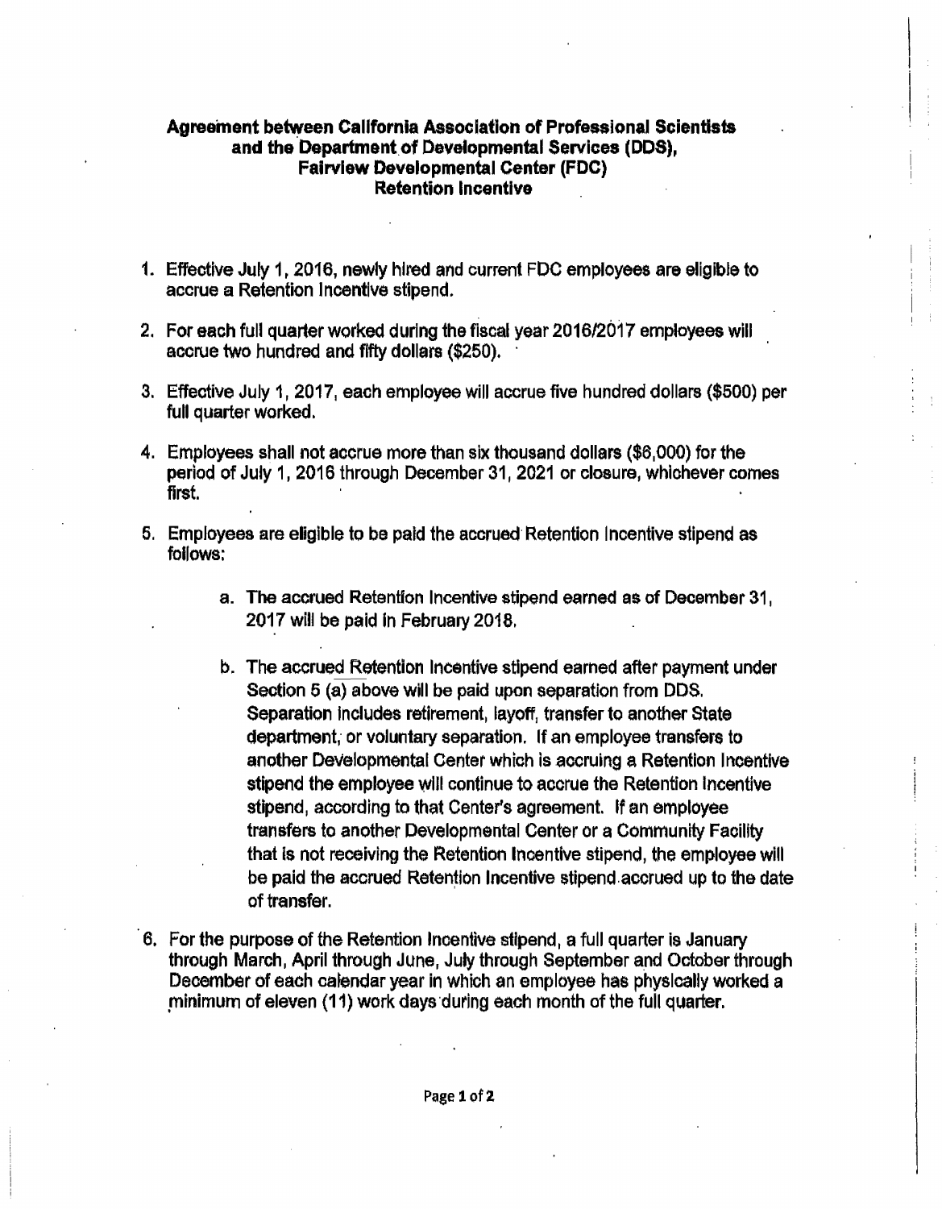**Agreement between California Association of Professional Scientists and the Department of Developmental Services (DDS), Fairview Developmental Center (FDC) Retention Incentive**

1. Effective July 1, 2016, newly hired and current FDC employees are eligible to accrue a Retention Incentive stipend.

2. For each full quarter worked during the fiscal year 2016/2017 employees will accrue two hundred and fifty dollars ($250).

3. Effective July 1, 2017, each employee will accrue five hundred dollars ($500) per full quarter worked.

4. Employees shall not accrue more than six thousand dollars ($6,000) for the period of July 1, 2016 through December 31, 2021 or closure, whichever comes first.

5. Employees are eligible to be paid the accrued Retention Incentive stipend as follows:

    a. The accrued Retention Incentive stipend earned as of December 31, 2017 will be paid in February 2018.

    b. The accrued Retention Incentive stipend earned after payment under Section 5 (a) above will be paid upon separation from DDS. Separation includes retirement, layoff, transfer to another State department, or voluntary separation. If an employee transfers to another Developmental Center which is accruing a Retention Incentive stipend the employee will continue to accrue the Retention Incentive stipend, according to that Center's agreement. If an employee transfers to another Developmental Center or a Community Facility that is not receiving the Retention Incentive stipend, the employee will be paid the accrued Retention Incentive stipend accrued up to the date of transfer.

6. For the purpose of the Retention Incentive stipend, a full quarter is January through March, April through June, July through September and October through December of each calendar year in which an employee has physically worked a minimum of eleven (11) work days during each month of the full quarter.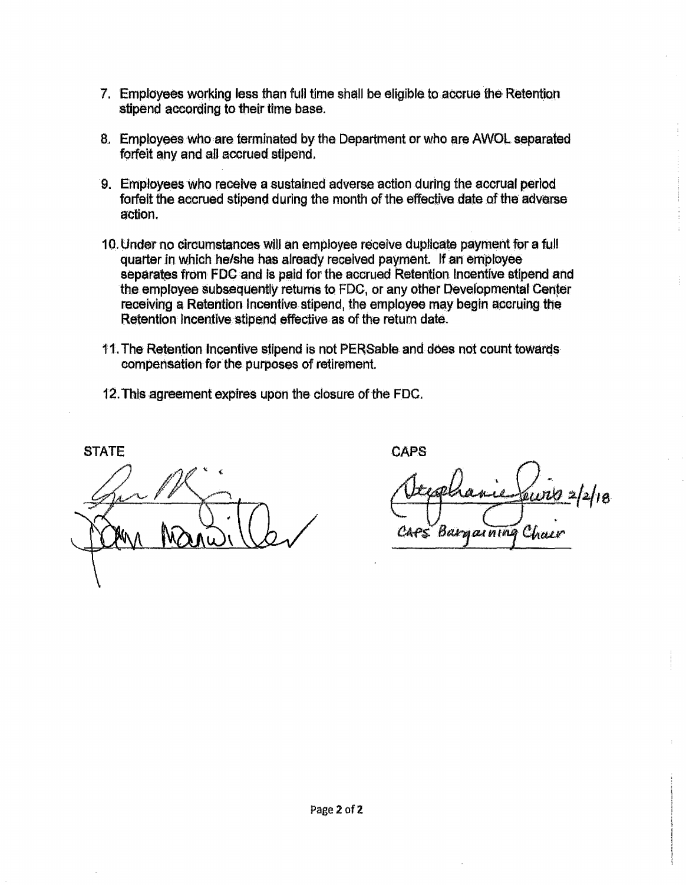7. Employees working less than full time shall be eligible to accrue the Retention stipend according to their time base.

8. Employees who are terminated by the Department or who are AWOL separated forfeit any and all accrued stipend.

9. Employees who receive a sustained adverse action during the accrual period forfeit the accrued stipend during the month of the effective date of the adverse action.

10. Under no circumstances will an employee receive duplicate payment for a full quarter in which he/she has already received payment. If an employee separates from FDC and is paid for the accrued Retention Incentive stipend and the employee subsequently returns to FDC, or any other Developmental Center receiving a Retention Incentive stipend, the employee may begin accruing the Retention Incentive stipend effective as of the return date.

11. The Retention Incentive stipend is not PERSable and does not count towards compensation for the purposes of retirement.

12. This agreement expires upon the closure of the FDC.

STATE

CAPS

Stephanie Lewis 2/2/18

CAPS Bargaining Chair